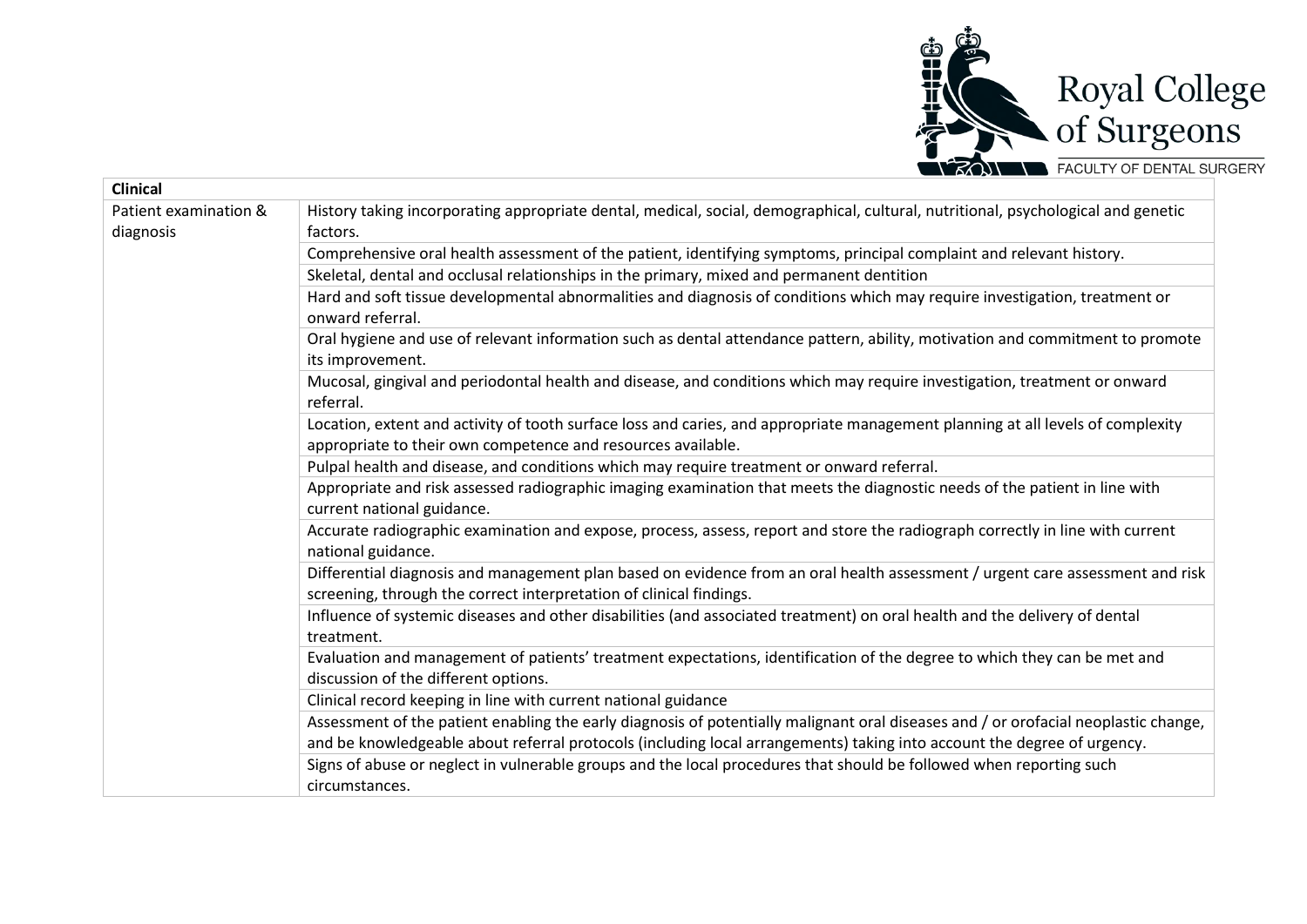| Clinical | |
|---|---|
| Patient examination & diagnosis | History taking incorporating appropriate dental, medical, social, demographical, cultural, nutritional, psychological and genetic factors. |
| | Comprehensive oral health assessment of the patient, identifying symptoms, principal complaint and relevant history. |
| | Skeletal, dental and occlusal relationships in the primary, mixed and permanent dentition |
| | Hard and soft tissue developmental abnormalities and diagnosis of conditions which may require investigation, treatment or onward referral. |
| | Oral hygiene and use of relevant information such as dental attendance pattern, ability, motivation and commitment to promote its improvement. |
| | Mucosal, gingival and periodontal health and disease, and conditions which may require investigation, treatment or onward referral. |
| | Location, extent and activity of tooth surface loss and caries, and appropriate management planning at all levels of complexity appropriate to their own competence and resources available. |
| | Pulpal health and disease, and conditions which may require treatment or onward referral. |
| | Appropriate and risk assessed radiographic imaging examination that meets the diagnostic needs of the patient in line with current national guidance. |
| | Accurate radiographic examination and expose, process, assess, report and store the radiograph correctly in line with current national guidance. |
| | Differential diagnosis and management plan based on evidence from an oral health assessment / urgent care assessment and risk screening, through the correct interpretation of clinical findings. |
| | Influence of systemic diseases and other disabilities (and associated treatment) on oral health and the delivery of dental treatment. |
| | Evaluation and management of patients' treatment expectations, identification of the degree to which they can be met and discussion of the different options. |
| | Clinical record keeping in line with current national guidance |
| | Assessment of the patient enabling the early diagnosis of potentially malignant oral diseases and / or orofacial neoplastic change, and be knowledgeable about referral protocols (including local arrangements) taking into account the degree of urgency. |
| | Signs of abuse or neglect in vulnerable groups and the local procedures that should be followed when reporting such circumstances. |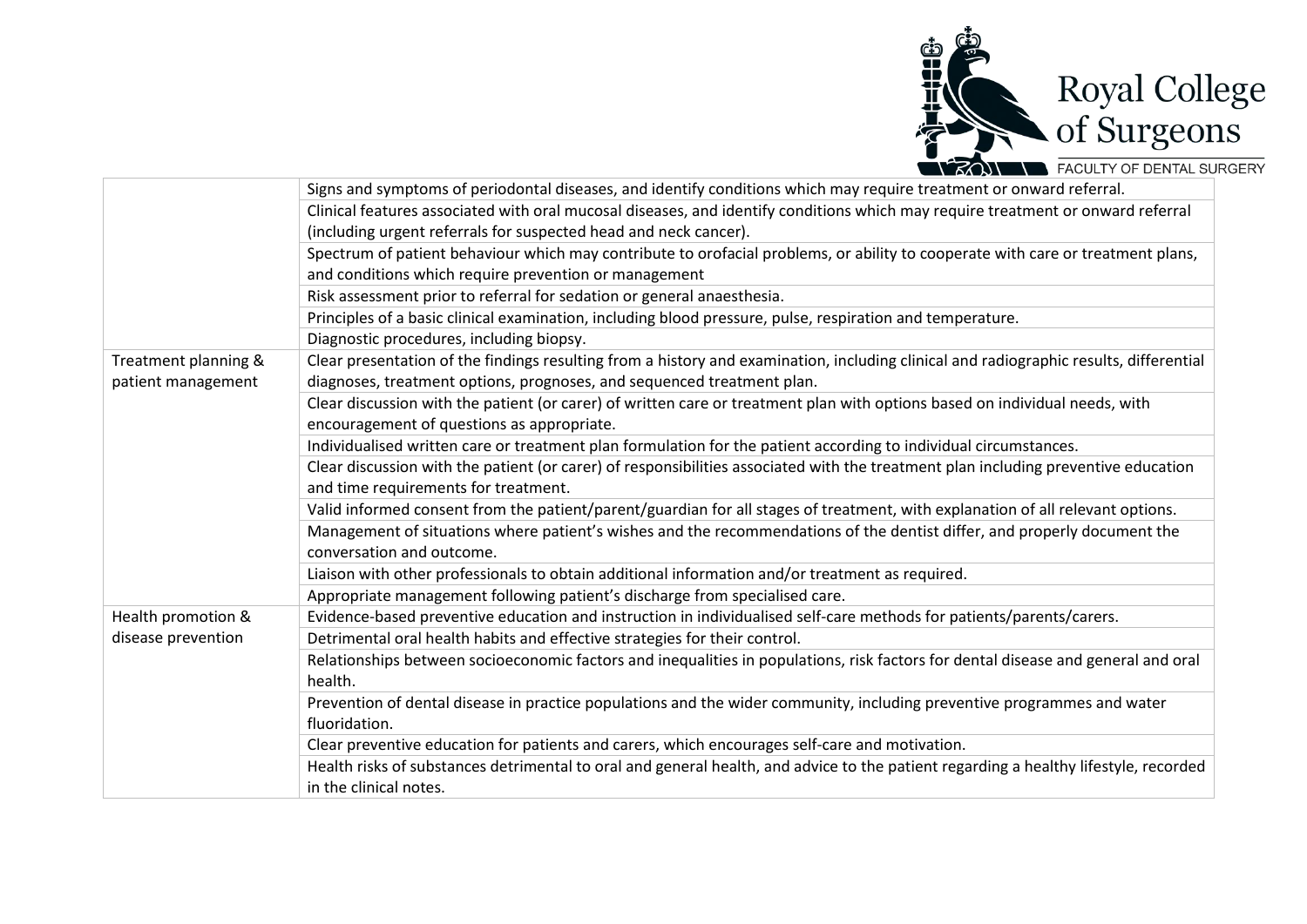| | |
|---|---|
| | Signs and symptoms of periodontal diseases, and identify conditions which may require treatment or onward referral. |
| | Clinical features associated with oral mucosal diseases, and identify conditions which may require treatment or onward referral (including urgent referrals for suspected head and neck cancer). |
| | Spectrum of patient behaviour which may contribute to orofacial problems, or ability to cooperate with care or treatment plans, and conditions which require prevention or management |
| | Risk assessment prior to referral for sedation or general anaesthesia. |
| | Principles of a basic clinical examination, including blood pressure, pulse, respiration and temperature. |
| | Diagnostic procedures, including biopsy. |
| Treatment planning & patient management | Clear presentation of the findings resulting from a history and examination, including clinical and radiographic results, differential diagnoses, treatment options, prognoses, and sequenced treatment plan. |
| | Clear discussion with the patient (or carer) of written care or treatment plan with options based on individual needs, with encouragement of questions as appropriate. |
| | Individualised written care or treatment plan formulation for the patient according to individual circumstances. |
| | Clear discussion with the patient (or carer) of responsibilities associated with the treatment plan including preventive education and time requirements for treatment. |
| | Valid informed consent from the patient/parent/guardian for all stages of treatment, with explanation of all relevant options. |
| | Management of situations where patient's wishes and the recommendations of the dentist differ, and properly document the conversation and outcome. |
| | Liaison with other professionals to obtain additional information and/or treatment as required. |
| | Appropriate management following patient's discharge from specialised care. |
| Health promotion & disease prevention | Evidence-based preventive education and instruction in individualised self-care methods for patients/parents/carers. |
| | Detrimental oral health habits and effective strategies for their control. |
| | Relationships between socioeconomic factors and inequalities in populations, risk factors for dental disease and general and oral health. |
| | Prevention of dental disease in practice populations and the wider community, including preventive programmes and water fluoridation. |
| | Clear preventive education for patients and carers, which encourages self-care and motivation. |
| | Health risks of substances detrimental to oral and general health, and advice to the patient regarding a healthy lifestyle, recorded in the clinical notes. |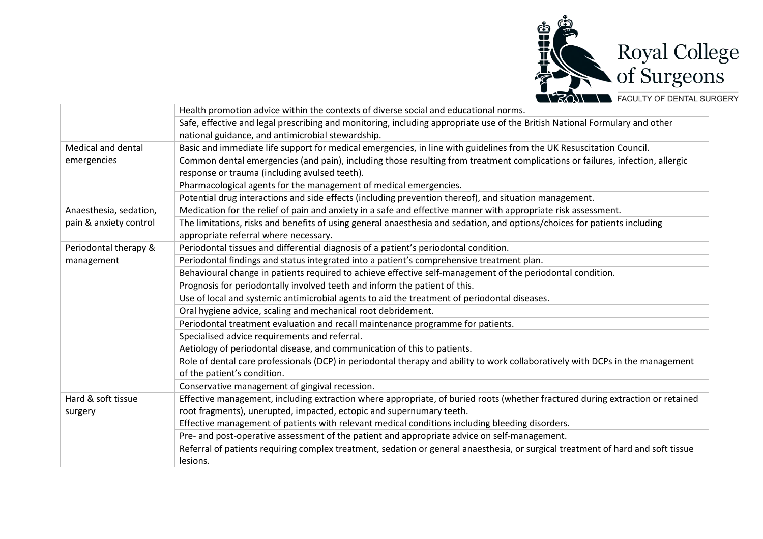| | |
|---|---|
| | Health promotion advice within the contexts of diverse social and educational norms. |
| | Safe, effective and legal prescribing and monitoring, including appropriate use of the British National Formulary and other national guidance, and antimicrobial stewardship. |
| Medical and dental emergencies | Basic and immediate life support for medical emergencies, in line with guidelines from the UK Resuscitation Council. |
| | Common dental emergencies (and pain), including those resulting from treatment complications or failures, infection, allergic response or trauma (including avulsed teeth). |
| | Pharmacological agents for the management of medical emergencies. |
| | Potential drug interactions and side effects (including prevention thereof), and situation management. |
| Anaesthesia, sedation, pain & anxiety control | Medication for the relief of pain and anxiety in a safe and effective manner with appropriate risk assessment. |
| | The limitations, risks and benefits of using general anaesthesia and sedation, and options/choices for patients including appropriate referral where necessary. |
| Periodontal therapy & management | Periodontal tissues and differential diagnosis of a patient's periodontal condition. |
| | Periodontal findings and status integrated into a patient's comprehensive treatment plan. |
| | Behavioural change in patients required to achieve effective self-management of the periodontal condition. |
| | Prognosis for periodontally involved teeth and inform the patient of this. |
| | Use of local and systemic antimicrobial agents to aid the treatment of periodontal diseases. |
| | Oral hygiene advice, scaling and mechanical root debridement. |
| | Periodontal treatment evaluation and recall maintenance programme for patients. |
| | Specialised advice requirements and referral. |
| | Aetiology of periodontal disease, and communication of this to patients. |
| | Role of dental care professionals (DCP) in periodontal therapy and ability to work collaboratively with DCPs in the management of the patient's condition. |
| | Conservative management of gingival recession. |
| Hard & soft tissue surgery | Effective management, including extraction where appropriate, of buried roots (whether fractured during extraction or retained root fragments), unerupted, impacted, ectopic and supernumary teeth. |
| | Effective management of patients with relevant medical conditions including bleeding disorders. |
| | Pre- and post-operative assessment of the patient and appropriate advice on self-management. |
| | Referral of patients requiring complex treatment, sedation or general anaesthesia, or surgical treatment of hard and soft tissue lesions. |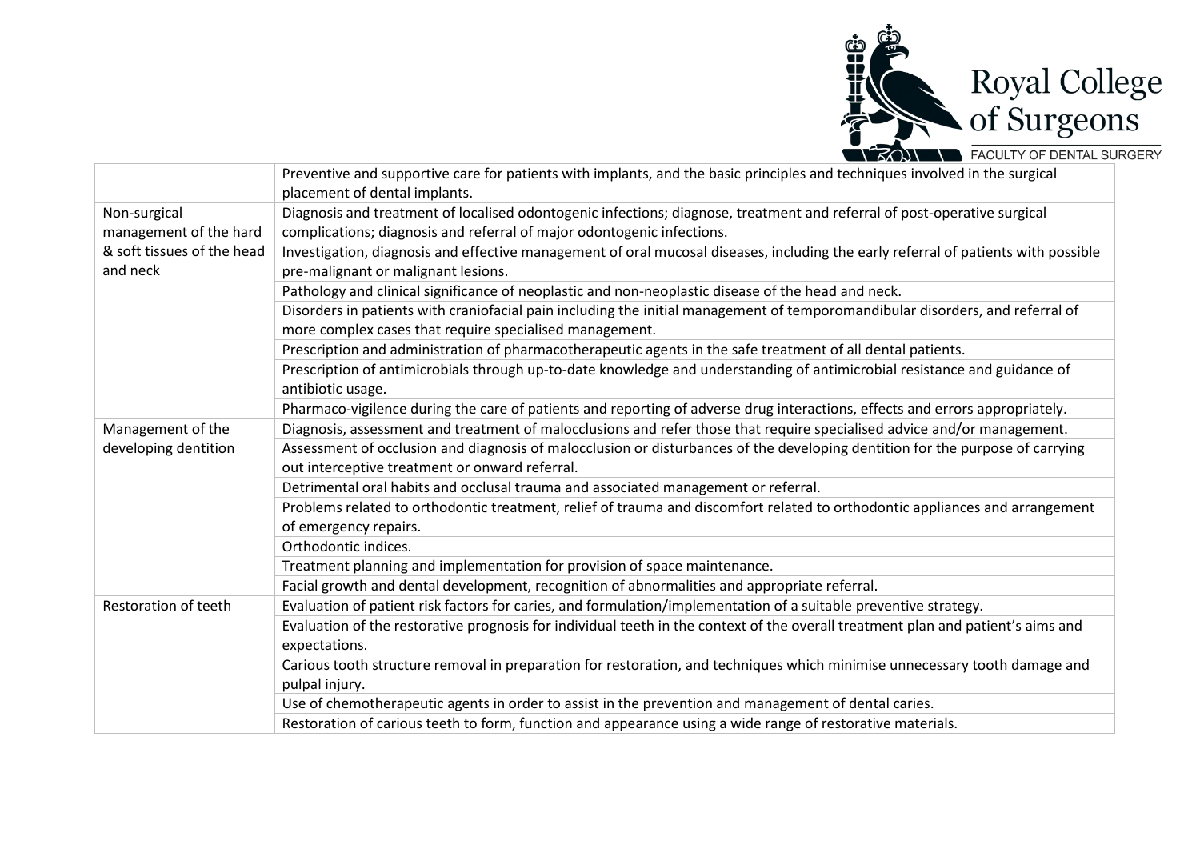| | |
|---|---|
| | Preventive and supportive care for patients with implants, and the basic principles and techniques involved in the surgical placement of dental implants. |
| Non-surgical management of the hard & soft tissues of the head and neck | Diagnosis and treatment of localised odontogenic infections; diagnose, treatment and referral of post-operative surgical complications; diagnosis and referral of major odontogenic infections. |
| | Investigation, diagnosis and effective management of oral mucosal diseases, including the early referral of patients with possible pre-malignant or malignant lesions. |
| | Pathology and clinical significance of neoplastic and non-neoplastic disease of the head and neck. |
| | Disorders in patients with craniofacial pain including the initial management of temporomandibular disorders, and referral of more complex cases that require specialised management. |
| | Prescription and administration of pharmacotherapeutic agents in the safe treatment of all dental patients. |
| | Prescription of antimicrobials through up-to-date knowledge and understanding of antimicrobial resistance and guidance of antibiotic usage. |
| | Pharmaco-vigilence during the care of patients and reporting of adverse drug interactions, effects and errors appropriately. |
| Management of the developing dentition | Diagnosis, assessment and treatment of malocclusions and refer those that require specialised advice and/or management. |
| | Assessment of occlusion and diagnosis of malocclusion or disturbances of the developing dentition for the purpose of carrying out interceptive treatment or onward referral. |
| | Detrimental oral habits and occlusal trauma and associated management or referral. |
| | Problems related to orthodontic treatment, relief of trauma and discomfort related to orthodontic appliances and arrangement of emergency repairs. |
| | Orthodontic indices. |
| | Treatment planning and implementation for provision of space maintenance. |
| | Facial growth and dental development, recognition of abnormalities and appropriate referral. |
| Restoration of teeth | Evaluation of patient risk factors for caries, and formulation/implementation of a suitable preventive strategy. |
| | Evaluation of the restorative prognosis for individual teeth in the context of the overall treatment plan and patient's aims and expectations. |
| | Carious tooth structure removal in preparation for restoration, and techniques which minimise unnecessary tooth damage and pulpal injury. |
| | Use of chemotherapeutic agents in order to assist in the prevention and management of dental caries. |
| | Restoration of carious teeth to form, function and appearance using a wide range of restorative materials. |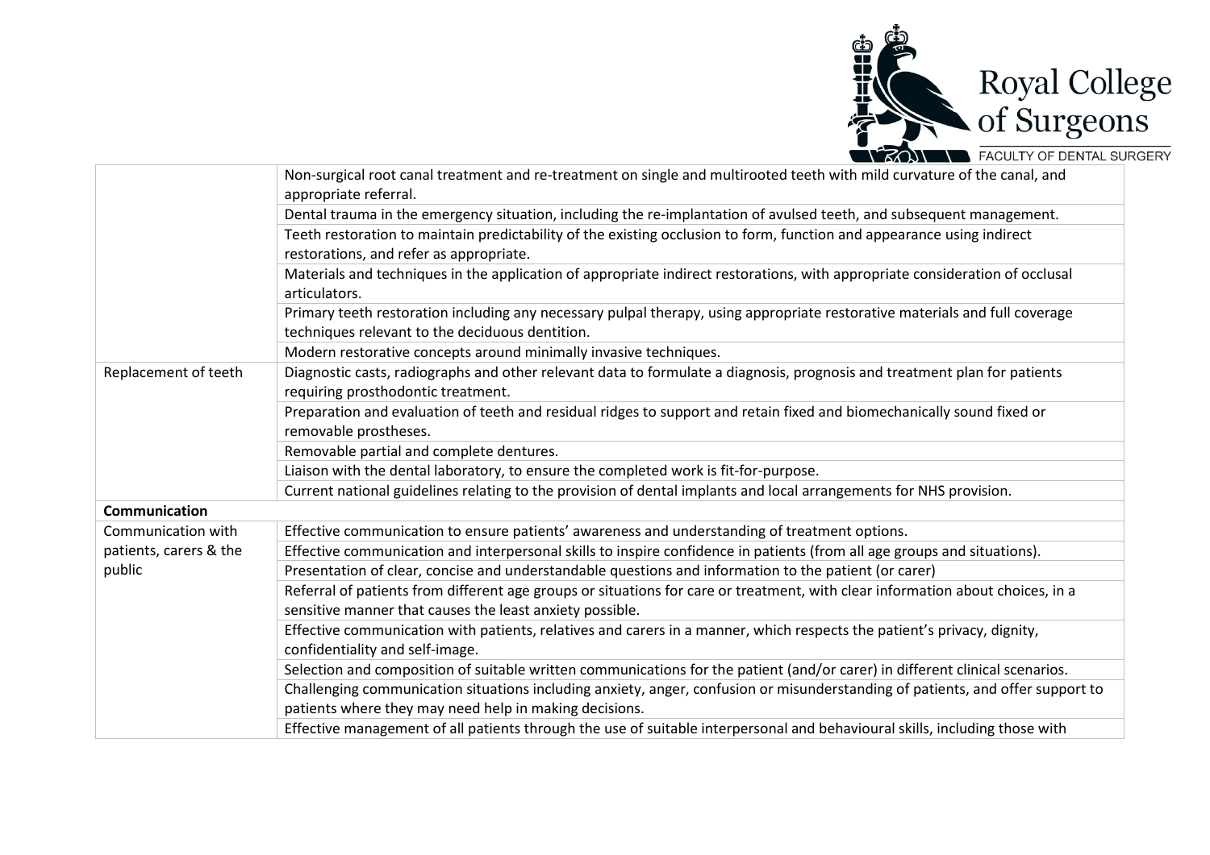| | |
|---|---|
| | Non-surgical root canal treatment and re-treatment on single and multirooted teeth with mild curvature of the canal, and appropriate referral. |
| | Dental trauma in the emergency situation, including the re-implantation of avulsed teeth, and subsequent management. |
| | Teeth restoration to maintain predictability of the existing occlusion to form, function and appearance using indirect restorations, and refer as appropriate. |
| | Materials and techniques in the application of appropriate indirect restorations, with appropriate consideration of occlusal articulators. |
| | Primary teeth restoration including any necessary pulpal therapy, using appropriate restorative materials and full coverage techniques relevant to the deciduous dentition. |
| | Modern restorative concepts around minimally invasive techniques. |
| Replacement of teeth | Diagnostic casts, radiographs and other relevant data to formulate a diagnosis, prognosis and treatment plan for patients requiring prosthodontic treatment. |
| | Preparation and evaluation of teeth and residual ridges to support and retain fixed and biomechanically sound fixed or removable prostheses. |
| | Removable partial and complete dentures. |
| | Liaison with the dental laboratory, to ensure the completed work is fit-for-purpose. |
| | Current national guidelines relating to the provision of dental implants and local arrangements for NHS provision. |
| **Communication** | |
| Communication with patients, carers & the public | Effective communication to ensure patients' awareness and understanding of treatment options. |
| | Effective communication and interpersonal skills to inspire confidence in patients (from all age groups and situations). |
| | Presentation of clear, concise and understandable questions and information to the patient (or carer) |
| | Referral of patients from different age groups or situations for care or treatment, with clear information about choices, in a sensitive manner that causes the least anxiety possible. |
| | Effective communication with patients, relatives and carers in a manner, which respects the patient's privacy, dignity, confidentiality and self-image. |
| | Selection and composition of suitable written communications for the patient (and/or carer) in different clinical scenarios. |
| | Challenging communication situations including anxiety, anger, confusion or misunderstanding of patients, and offer support to patients where they may need help in making decisions. |
| | Effective management of all patients through the use of suitable interpersonal and behavioural skills, including those with |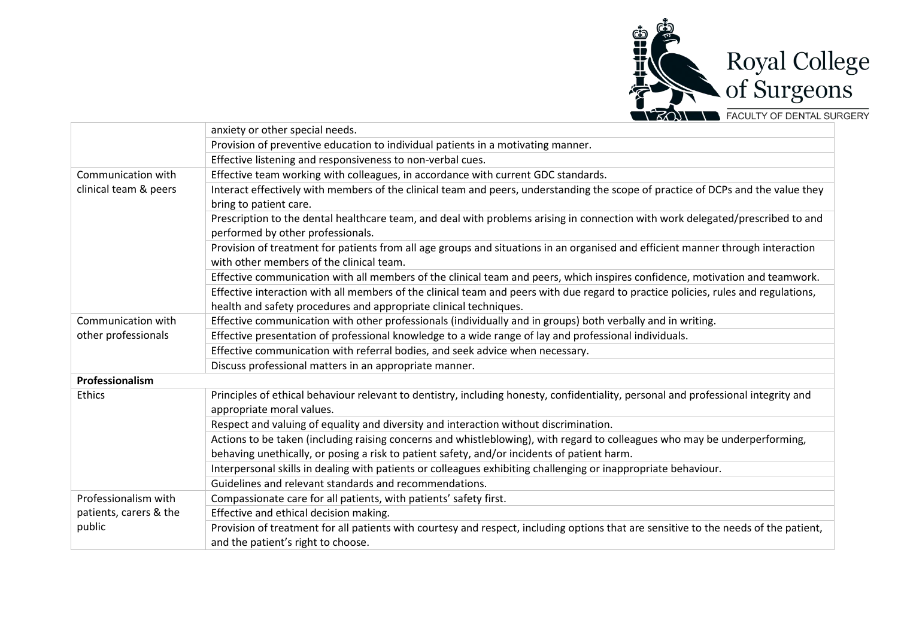| | |
|---|---|
| | anxiety or other special needs. |
| | Provision of preventive education to individual patients in a motivating manner. |
| | Effective listening and responsiveness to non-verbal cues. |
| Communication with clinical team & peers | Effective team working with colleagues, in accordance with current GDC standards. |
| | Interact effectively with members of the clinical team and peers, understanding the scope of practice of DCPs and the value they bring to patient care. |
| | Prescription to the dental healthcare team, and deal with problems arising in connection with work delegated/prescribed to and performed by other professionals. |
| | Provision of treatment for patients from all age groups and situations in an organised and efficient manner through interaction with other members of the clinical team. |
| | Effective communication with all members of the clinical team and peers, which inspires confidence, motivation and teamwork. |
| | Effective interaction with all members of the clinical team and peers with due regard to practice policies, rules and regulations, health and safety procedures and appropriate clinical techniques. |
| Communication with other professionals | Effective communication with other professionals (individually and in groups) both verbally and in writing. |
| | Effective presentation of professional knowledge to a wide range of lay and professional individuals. |
| | Effective communication with referral bodies, and seek advice when necessary. |
| | Discuss professional matters in an appropriate manner. |
| **Professionalism** | |
| Ethics | Principles of ethical behaviour relevant to dentistry, including honesty, confidentiality, personal and professional integrity and appropriate moral values. |
| | Respect and valuing of equality and diversity and interaction without discrimination. |
| | Actions to be taken (including raising concerns and whistleblowing), with regard to colleagues who may be underperforming, behaving unethically, or posing a risk to patient safety, and/or incidents of patient harm. |
| | Interpersonal skills in dealing with patients or colleagues exhibiting challenging or inappropriate behaviour. |
| | Guidelines and relevant standards and recommendations. |
| Professionalism with patients, carers & the public | Compassionate care for all patients, with patients' safety first. |
| | Effective and ethical decision making. |
| | Provision of treatment for all patients with courtesy and respect, including options that are sensitive to the needs of the patient, and the patient's right to choose. |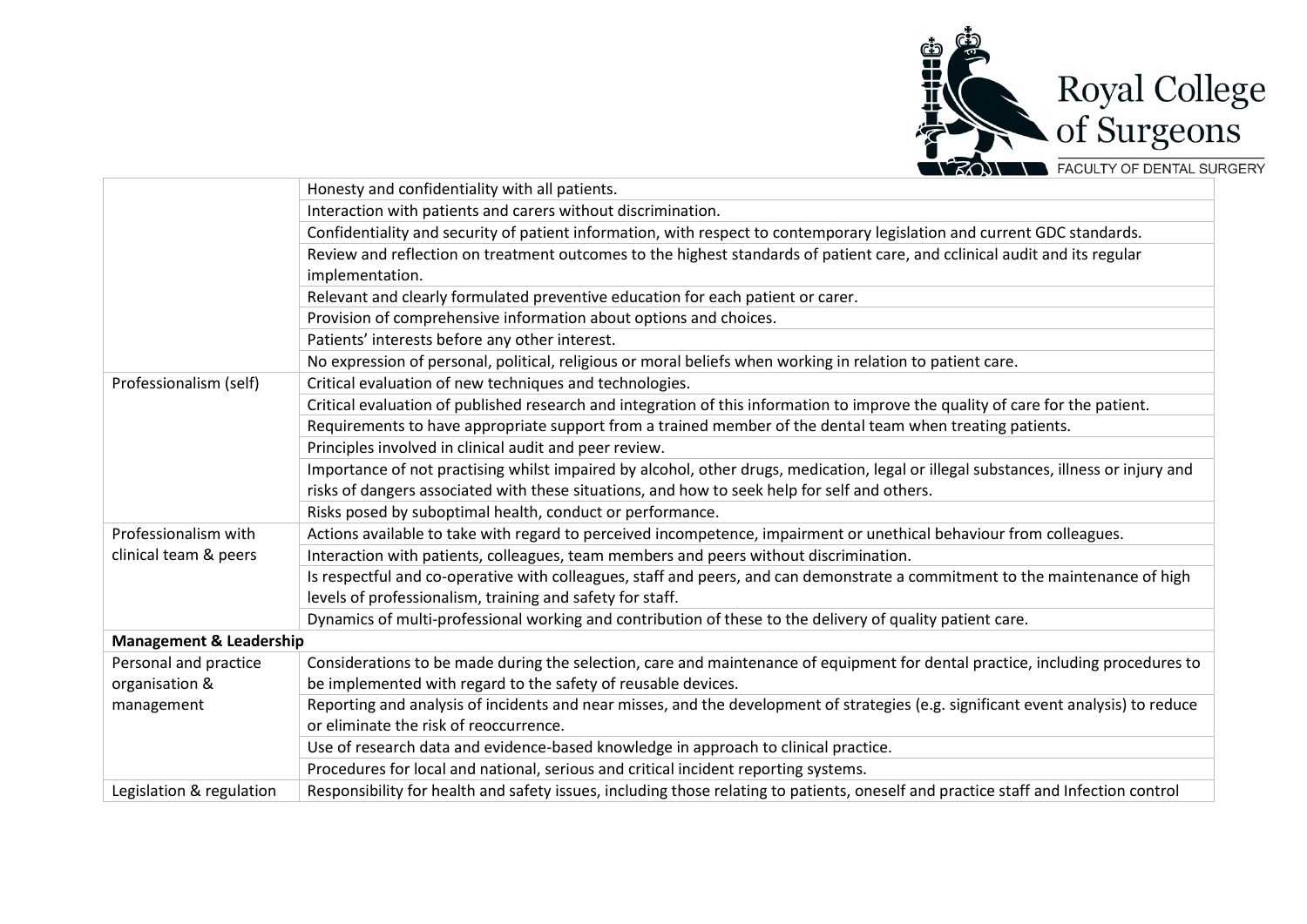| | |
|---|---|
| | Honesty and confidentiality with all patients. |
| | Interaction with patients and carers without discrimination. |
| | Confidentiality and security of patient information, with respect to contemporary legislation and current GDC standards. |
| | Review and reflection on treatment outcomes to the highest standards of patient care, and cclinical audit and its regular implementation. |
| | Relevant and clearly formulated preventive education for each patient or carer. |
| | Provision of comprehensive information about options and choices. |
| | Patients' interests before any other interest. |
| | No expression of personal, political, religious or moral beliefs when working in relation to patient care. |
| Professionalism (self) | Critical evaluation of new techniques and technologies. |
| | Critical evaluation of published research and integration of this information to improve the quality of care for the patient. |
| | Requirements to have appropriate support from a trained member of the dental team when treating patients. |
| | Principles involved in clinical audit and peer review. |
| | Importance of not practising whilst impaired by alcohol, other drugs, medication, legal or illegal substances, illness or injury and risks of dangers associated with these situations, and how to seek help for self and others. |
| | Risks posed by suboptimal health, conduct or performance. |
| Professionalism with clinical team & peers | Actions available to take with regard to perceived incompetence, impairment or unethical behaviour from colleagues. |
| | Interaction with patients, colleagues, team members and peers without discrimination. |
| | Is respectful and co-operative with colleagues, staff and peers, and can demonstrate a commitment to the maintenance of high levels of professionalism, training and safety for staff. |
| | Dynamics of multi-professional working and contribution of these to the delivery of quality patient care. |
| **Management & Leadership** | |
| Personal and practice organisation & management | Considerations to be made during the selection, care and maintenance of equipment for dental practice, including procedures to be implemented with regard to the safety of reusable devices. |
| | Reporting and analysis of incidents and near misses, and the development of strategies (e.g. significant event analysis) to reduce or eliminate the risk of reoccurrence. |
| | Use of research data and evidence-based knowledge in approach to clinical practice. |
| | Procedures for local and national, serious and critical incident reporting systems. |
| Legislation & regulation | Responsibility for health and safety issues, including those relating to patients, oneself and practice staff and Infection control |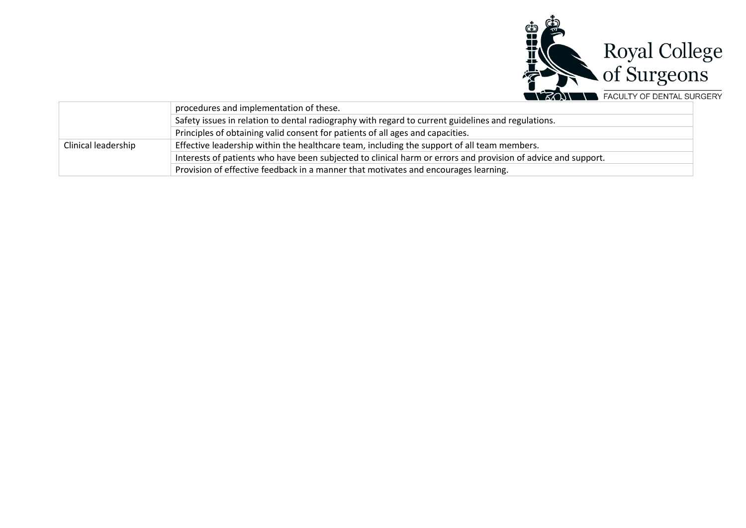| | |
|---|---|
| | procedures and implementation of these. |
| | Safety issues in relation to dental radiography with regard to current guidelines and regulations. |
| | Principles of obtaining valid consent for patients of all ages and capacities. |
| Clinical leadership | Effective leadership within the healthcare team, including the support of all team members. |
| | Interests of patients who have been subjected to clinical harm or errors and provision of advice and support. |
| | Provision of effective feedback in a manner that motivates and encourages learning. |